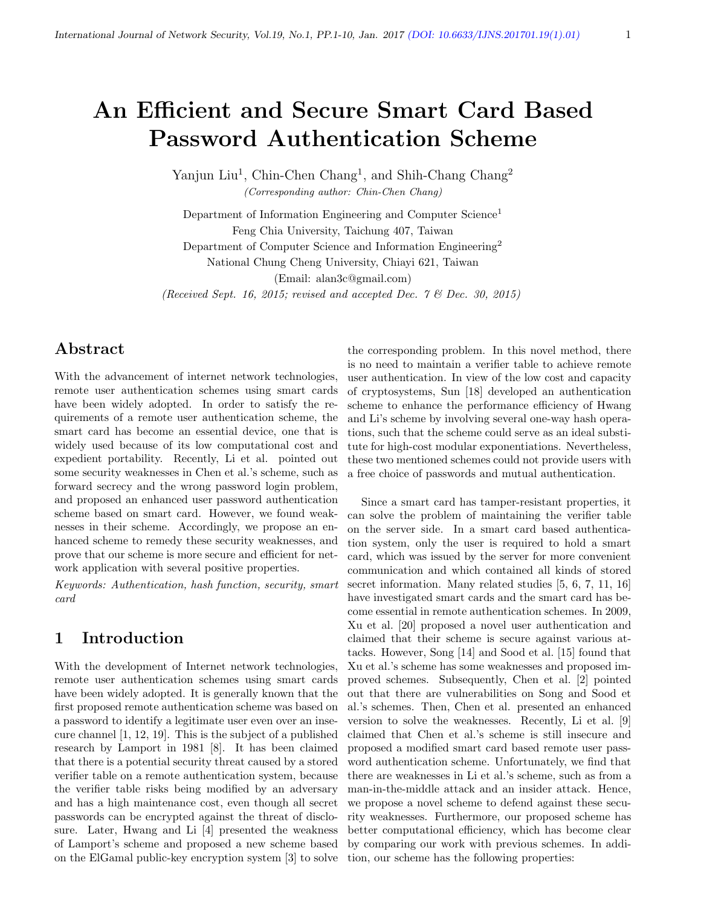# An Efficient and Secure Smart Card Based Password Authentication Scheme

Yanjun Liu[1], Chin-Chen Chang[1], and Shih-Chang Chang[2]

*(Corresponding author: Chin-Chen Chang)*

Department of Information Engineering and Computer Science[1]
Feng Chia University, Taichung 407, Taiwan
Department of Computer Science and Information Engineering[2]
National Chung Cheng University, Chiayi 621, Taiwan
(Email: alan3c@gmail.com)

*(Received Sept. 16, 2015; revised and accepted Dec. 7 & Dec. 30, 2015)*

## Abstract

With the advancement of internet network technologies, remote user authentication schemes using smart cards have been widely adopted. In order to satisfy the requirements of a remote user authentication scheme, the smart card has become an essential device, one that is widely used because of its low computational cost and expedient portability. Recently, Li et al. pointed out some security weaknesses in Chen et al.'s scheme, such as forward secrecy and the wrong password login problem, and proposed an enhanced user password authentication scheme based on smart card. However, we found weaknesses in their scheme. Accordingly, we propose an enhanced scheme to remedy these security weaknesses, and prove that our scheme is more secure and efficient for network application with several positive properties.

*Keywords: Authentication, hash function, security, smart card*

## 1 Introduction

With the development of Internet network technologies, remote user authentication schemes using smart cards have been widely adopted. It is generally known that the first proposed remote authentication scheme was based on a password to identify a legitimate user even over an insecure channel [1, 12, 19]. This is the subject of a published research by Lamport in 1981 [8]. It has been claimed that there is a potential security threat caused by a stored verifier table on a remote authentication system, because the verifier table risks being modified by an adversary and has a high maintenance cost, even though all secret passwords can be encrypted against the threat of disclosure. Later, Hwang and Li [4] presented the weakness of Lamport's scheme and proposed a new scheme based on the ElGamal public-key encryption system [3] to solve the corresponding problem. In this novel method, there is no need to maintain a verifier table to achieve remote user authentication. In view of the low cost and capacity of cryptosystems, Sun [18] developed an authentication scheme to enhance the performance efficiency of Hwang and Li's scheme by involving several one-way hash operations, such that the scheme could serve as an ideal substitute for high-cost modular exponentiations. Nevertheless, these two mentioned schemes could not provide users with a free choice of passwords and mutual authentication.

Since a smart card has tamper-resistant properties, it can solve the problem of maintaining the verifier table on the server side. In a smart card based authentication system, only the user is required to hold a smart card, which was issued by the server for more convenient communication and which contained all kinds of stored secret information. Many related studies [5, 6, 7, 11, 16] have investigated smart cards and the smart card has become essential in remote authentication schemes. In 2009, Xu et al. [20] proposed a novel user authentication and claimed that their scheme is secure against various attacks. However, Song [14] and Sood et al. [15] found that Xu et al.'s scheme has some weaknesses and proposed improved schemes. Subsequently, Chen et al. [2] pointed out that there are vulnerabilities on Song and Sood et al.'s schemes. Then, Chen et al. presented an enhanced version to solve the weaknesses. Recently, Li et al. [9] claimed that Chen et al.'s scheme is still insecure and proposed a modified smart card based remote user password authentication scheme. Unfortunately, we find that there are weaknesses in Li et al.'s scheme, such as from a man-in-the-middle attack and an insider attack. Hence, we propose a novel scheme to defend against these security weaknesses. Furthermore, our proposed scheme has better computational efficiency, which has become clear by comparing our work with previous schemes. In addition, our scheme has the following properties: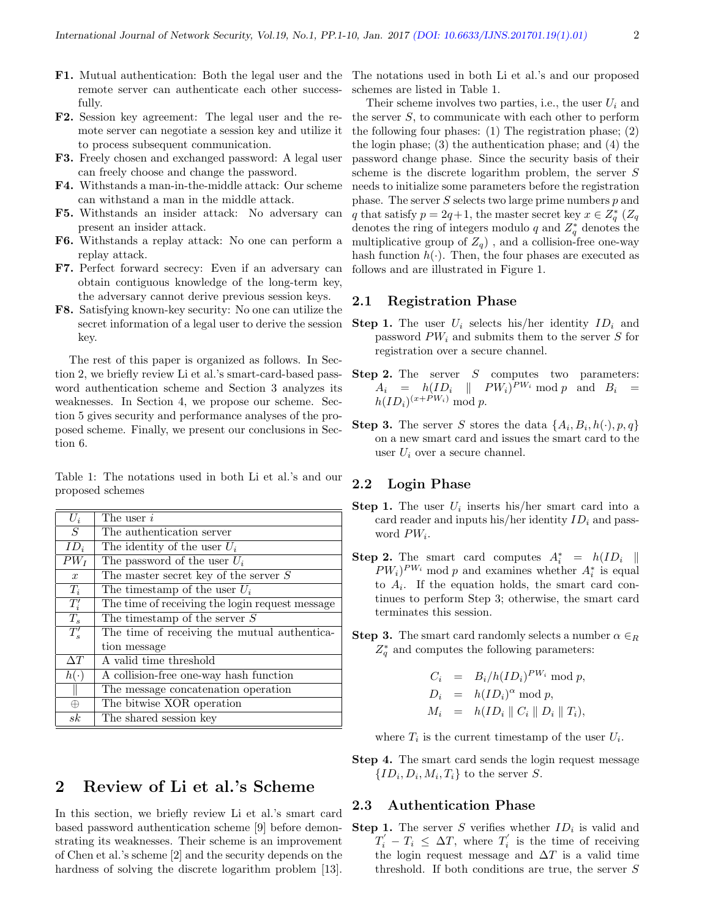**F1.** Mutual authentication: Both the legal user and the remote server can authenticate each other successfully.

**F2.** Session key agreement: The legal user and the remote server can negotiate a session key and utilize it to process subsequent communication.

**F3.** Freely chosen and exchanged password: A legal user can freely choose and change the password.

**F4.** Withstands a man-in-the-middle attack: Our scheme can withstand a man in the middle attack.

**F5.** Withstands an insider attack: No adversary can present an insider attack.

**F6.** Withstands a replay attack: No one can perform a replay attack.

**F7.** Perfect forward secrecy: Even if an adversary can obtain contiguous knowledge of the long-term key, the adversary cannot derive previous session keys.

**F8.** Satisfying known-key security: No one can utilize the secret information of a legal user to derive the session key.

The rest of this paper is organized as follows. In Section 2, we briefly review Li et al.'s smart-card-based password authentication scheme and Section 3 analyzes its weaknesses. In Section 4, we propose our scheme. Section 5 gives security and performance analyses of the proposed scheme. Finally, we present our conclusions in Section 6.

Table 1: The notations used in both Li et al.'s and our proposed schemes

| | |
|---|---|
| $U_i$ | The user $i$ |
| $S$ | The authentication server |
| $ID_i$ | The identity of the user $U_i$ |
| $PW_I$ | The password of the user $U_i$ |
| $x$ | The master secret key of the server $S$ |
| $T_i$ | The timestamp of the user $U_i$ |
| $T_i'$ | The time of receiving the login request message |
| $T_s$ | The timestamp of the server $S$ |
| $T_s'$ | The time of receiving the mutual authentication message |
| $\Delta T$ | A valid time threshold |
| $h(\cdot)$ | A collision-free one-way hash function |
| $\|$ | The message concatenation operation |
| $\oplus$ | The bitwise XOR operation |
| $sk$ | The shared session key |

## 2 Review of Li et al.'s Scheme

In this section, we briefly review Li et al.'s smart card based password authentication scheme [9] before demonstrating its weaknesses. Their scheme is an improvement of Chen et al.'s scheme [2] and the security depends on the hardness of solving the discrete logarithm problem [13]. The notations used in both Li et al.'s and our proposed schemes are listed in Table 1.

Their scheme involves two parties, i.e., the user $U_i$ and the server $S$, to communicate with each other to perform the following four phases: (1) The registration phase; (2) the login phase; (3) the authentication phase; and (4) the password change phase. Since the security basis of their scheme is the discrete logarithm problem, the server $S$ needs to initialize some parameters before the registration phase. The server $S$ selects two large prime numbers $p$ and $q$ that satisfy $p = 2q+1$, the master secret key $x \in Z_q^*$ ($Z_q$ denotes the ring of integers modulo $q$ and $Z_q^*$ denotes the multiplicative group of $Z_q$) , and a collision-free one-way hash function $h(\cdot)$. Then, the four phases are executed as follows and are illustrated in Figure 1.

### 2.1 Registration Phase

**Step 1.** The user $U_i$ selects his/her identity $ID_i$ and password $PW_i$ and submits them to the server $S$ for registration over a secure channel.

**Step 2.** The server $S$ computes two parameters: $A_i = h(ID_i \parallel PW_i)^{PW_i} \bmod p$ and $B_i = h(ID_i)^{(x+PW_i)} \bmod p$.

**Step 3.** The server $S$ stores the data $\{A_i, B_i, h(\cdot), p, q\}$ on a new smart card and issues the smart card to the user $U_i$ over a secure channel.

### 2.2 Login Phase

**Step 1.** The user $U_i$ inserts his/her smart card into a card reader and inputs his/her identity $ID_i$ and password $PW_i$.

**Step 2.** The smart card computes $A_i^* = h(ID_i \parallel PW_i)^{PW_i} \bmod p$ and examines whether $A_i^*$ is equal to $A_i$. If the equation holds, the smart card continues to perform Step 3; otherwise, the smart card terminates this session.

**Step 3.** The smart card randomly selects a number $\alpha \in_R Z_q^*$ and computes the following parameters:

$$\begin{aligned} C_i &= B_i / h(ID_i)^{PW_i} \bmod p, \\ D_i &= h(ID_i)^{\alpha} \bmod p, \\ M_i &= h(ID_i \parallel C_i \parallel D_i \parallel T_i), \end{aligned}$$

where $T_i$ is the current timestamp of the user $U_i$.

**Step 4.** The smart card sends the login request message $\{ID_i, D_i, M_i, T_i\}$ to the server $S$.

### 2.3 Authentication Phase

**Step 1.** The server $S$ verifies whether $ID_i$ is valid and $T_i^{'} - T_i \leq \Delta T$, where $T_i^{'}$ is the time of receiving the login request message and $\Delta T$ is a valid time threshold. If both conditions are true, the server $S$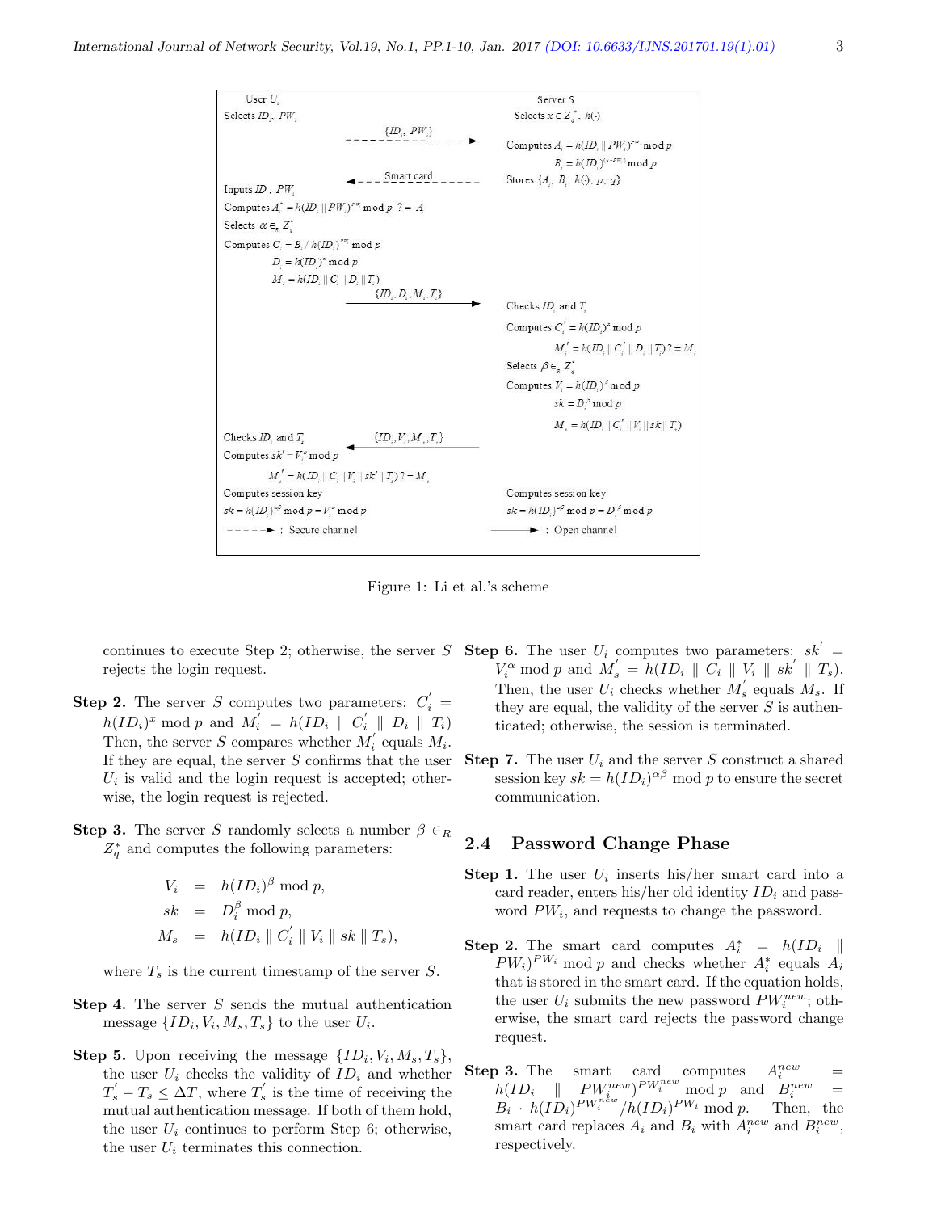| User $U_i$ | | Server $S$ |
|---|---|---|
| Selects $ID_i$, $PW_i$ | | Selects $x \in Z_q^*$, $h(\cdot)$ |
| | $\{ID_i, PW_i\}$ - - - -▶ | |
| | | Computes $A_i = h(ID_i \| PW_i)^{PW_i} \bmod p$ |
| | | $B_i = h(ID_i)^{(x+PW_i)} \bmod p$ |
| | ◀- - - - Smart card | Stores $\{A_i, B_i, h(\cdot), p, q\}$ |
| Inputs $ID_i$, $PW_i$ | | |
| Computes $A_i^* = h(ID_i \| PW_i)^{PW_i} \bmod p \ ?= A_i$ | | |
| Selects $\alpha \in_R Z_q^*$ | | |
| Computes $C_i = B_i / h(ID_i)^{PW_i} \bmod p$ | | |
| $D_i = h(ID_i)^{\alpha} \bmod p$ | | |
| $M_i = h(ID_i \| C_i \| D_i \| T_i)$ | | |
| | $\{ID_i, D_i, M_i, T_i\}$ ——▶ | |
| | | Checks $ID_i$ and $T_i$ |
| | | Computes $C_i' = h(ID_i)^x \bmod p$ |
| | | $M_i' = h(ID_i \| C_i' \| D_i \| T_i) ?= M_i$ |
| | | Selects $\beta \in_R Z_q^*$ |
| | | Computes $V_i = h(ID_i)^{\beta} \bmod p$ |
| | | $sk = D_i^{\beta} \bmod p$ |
| | | $M_s = h(ID_i \| C_i' \| V_i \| sk \| T_s)$ |
| Checks $ID_i$ and $T_s$ | ◀—— $\{ID_i, V_i, M_s, T_s\}$ | |
| Computes $sk' = V_i^{\alpha} \bmod p$ | | |
| $M_s' = h(ID_i \| C_i \| V_i \| sk' \| T_s) ?= M_s$ | | |
| Computes session key | | Computes session key |
| $sk = h(ID_i)^{\alpha\beta} \bmod p = V_i^{\alpha} \bmod p$ | | $sk = h(ID_i)^{\alpha\beta} \bmod p = D_i^{\beta} \bmod p$ |
| - - - -▶ : Secure channel | | ——▶ : Open channel |

Figure 1: Li et al.'s scheme

continues to execute Step 2; otherwise, the server $S$ rejects the login request.

**Step 2.** The server $S$ computes two parameters: $C_i^{'} = h(ID_i)^x \bmod p$ and $M_i^{'} = h(ID_i \parallel C_i^{'} \parallel D_i \parallel T_i)$ Then, the server $S$ compares whether $M_i^{'}$ equals $M_i$. If they are equal, the server $S$ confirms that the user $U_i$ is valid and the login request is accepted; otherwise, the login request is rejected.

**Step 3.** The server $S$ randomly selects a number $\beta \in_R Z_q^*$ and computes the following parameters:

$$
\begin{aligned}
V_i &= h(ID_i)^{\beta} \bmod p, \\
sk &= D_i^{\beta} \bmod p, \\
M_s &= h(ID_i \parallel C_i^{'} \parallel V_i \parallel sk \parallel T_s),
\end{aligned}
$$

where $T_s$ is the current timestamp of the server $S$.

**Step 4.** The server $S$ sends the mutual authentication message $\{ID_i, V_i, M_s, T_s\}$ to the user $U_i$.

**Step 5.** Upon receiving the message $\{ID_i, V_i, M_s, T_s\}$, the user $U_i$ checks the validity of $ID_i$ and whether $T_s^{'} - T_s \leq \Delta T$, where $T_s^{'}$ is the time of receiving the mutual authentication message. If both of them hold, the user $U_i$ continues to perform Step 6; otherwise, the user $U_i$ terminates this connection.

**Step 6.** The user $U_i$ computes two parameters: $sk^{'} = V_i^{\alpha} \bmod p$ and $M_s^{'} = h(ID_i \parallel C_i \parallel V_i \parallel sk^{'} \parallel T_s)$. Then, the user $U_i$ checks whether $M_s^{'}$ equals $M_s$. If they are equal, the validity of the server $S$ is authenticated; otherwise, the session is terminated.

**Step 7.** The user $U_i$ and the server $S$ construct a shared session key $sk = h(ID_i)^{\alpha\beta} \bmod p$ to ensure the secret communication.

## 2.4 Password Change Phase

**Step 1.** The user $U_i$ inserts his/her smart card into a card reader, enters his/her old identity $ID_i$ and password $PW_i$, and requests to change the password.

**Step 2.** The smart card computes $A_i^* = h(ID_i \parallel PW_i)^{PW_i} \bmod p$ and checks whether $A_i^*$ equals $A_i$ that is stored in the smart card. If the equation holds, the user $U_i$ submits the new password $PW_i^{new}$; otherwise, the smart card rejects the password change request.

**Step 3.** The smart card computes $A_i^{new} = h(ID_i \parallel PW_i^{new})^{PW_i^{new}} \bmod p$ and $B_i^{new} = B_i \cdot h(ID_i)^{PW_i^{new}} / h(ID_i)^{PW_i} \bmod p$. Then, the smart card replaces $A_i$ and $B_i$ with $A_i^{new}$ and $B_i^{new}$, respectively.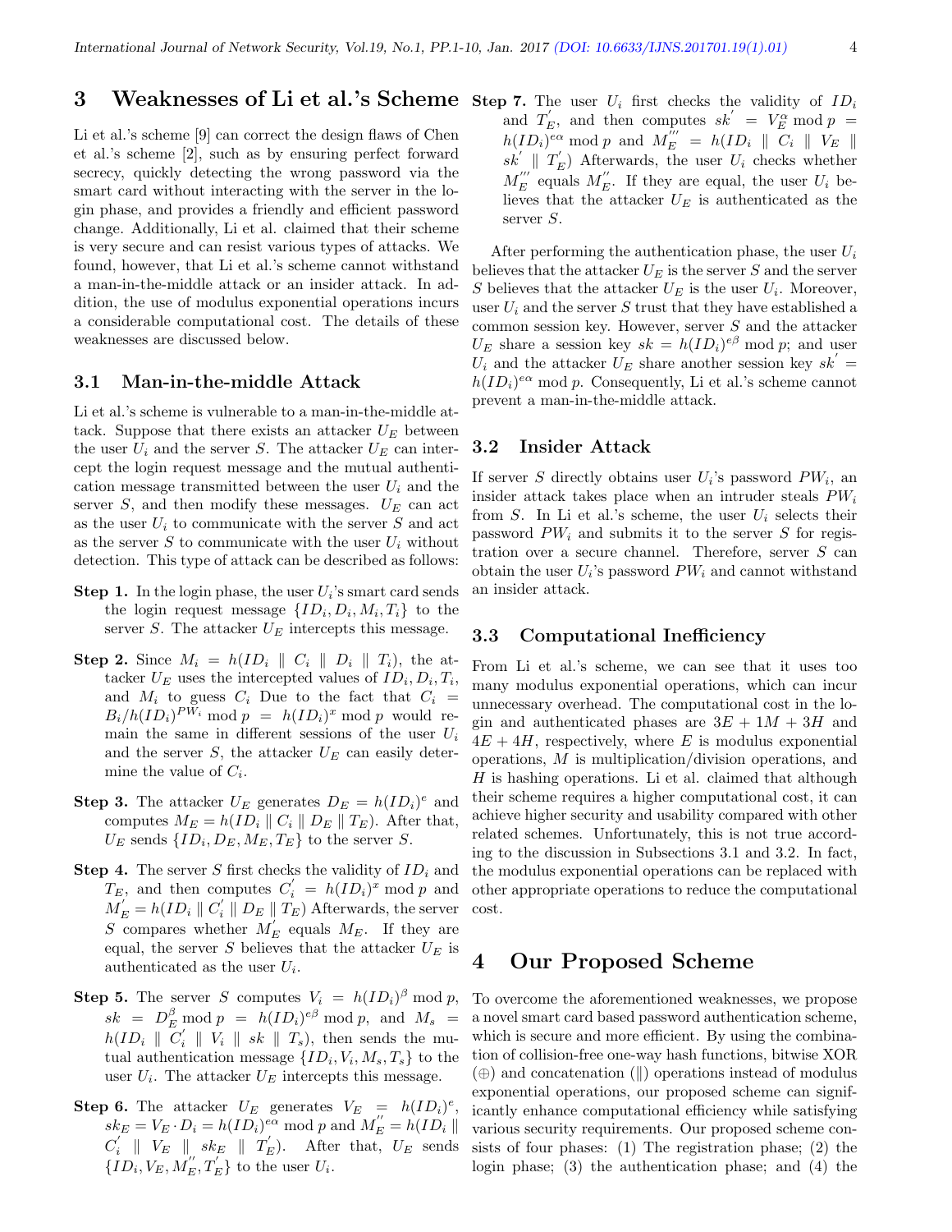## 3 Weaknesses of Li et al.'s Scheme

Li et al.'s scheme [9] can correct the design flaws of Chen et al.'s scheme [2], such as by ensuring perfect forward secrecy, quickly detecting the wrong password via the smart card without interacting with the server in the login phase, and provides a friendly and efficient password change. Additionally, Li et al. claimed that their scheme is very secure and can resist various types of attacks. We found, however, that Li et al.'s scheme cannot withstand a man-in-the-middle attack or an insider attack. In addition, the use of modulus exponential operations incurs a considerable computational cost. The details of these weaknesses are discussed below.

### 3.1 Man-in-the-middle Attack

Li et al.'s scheme is vulnerable to a man-in-the-middle attack. Suppose that there exists an attacker $U_E$ between the user $U_i$ and the server $S$. The attacker $U_E$ can intercept the login request message and the mutual authentication message transmitted between the user $U_i$ and the server $S$, and then modify these messages. $U_E$ can act as the user $U_i$ to communicate with the server $S$ and act as the server $S$ to communicate with the user $U_i$ without detection. This type of attack can be described as follows:

**Step 1.** In the login phase, the user $U_i$'s smart card sends the login request message $\{ID_i, D_i, M_i, T_i\}$ to the server $S$. The attacker $U_E$ intercepts this message.

**Step 2.** Since $M_i = h(ID_i \parallel C_i \parallel D_i \parallel T_i)$, the attacker $U_E$ uses the intercepted values of $ID_i, D_i, T_i$, and $M_i$ to guess $C_i$ Due to the fact that $C_i = B_i/h(ID_i)^{PW_i} \bmod p = h(ID_i)^x \bmod p$ would remain the same in different sessions of the user $U_i$ and the server $S$, the attacker $U_E$ can easily determine the value of $C_i$.

**Step 3.** The attacker $U_E$ generates $D_E = h(ID_i)^e$ and computes $M_E = h(ID_i \parallel C_i \parallel D_E \parallel T_E)$. After that, $U_E$ sends $\{ID_i, D_E, M_E, T_E\}$ to the server $S$.

**Step 4.** The server $S$ first checks the validity of $ID_i$ and $T_E$, and then computes $C_i^{'} = h(ID_i)^x \bmod p$ and $M_E^{'} = h(ID_i \parallel C_i^{'} \parallel D_E \parallel T_E)$ Afterwards, the server $S$ compares whether $M_E^{'}$ equals $M_E$. If they are equal, the server $S$ believes that the attacker $U_E$ is authenticated as the user $U_i$.

**Step 5.** The server $S$ computes $V_i = h(ID_i)^\beta \bmod p$, $sk = D_E^\beta \bmod p = h(ID_i)^{e\beta} \bmod p$, and $M_s = h(ID_i \parallel C_i^{'} \parallel V_i \parallel sk \parallel T_s)$, then sends the mutual authentication message $\{ID_i, V_i, M_s, T_s\}$ to the user $U_i$. The attacker $U_E$ intercepts this message.

**Step 6.** The attacker $U_E$ generates $V_E = h(ID_i)^e$, $sk_E = V_E \cdot D_i = h(ID_i)^{e\alpha} \bmod p$ and $M_E^{''} = h(ID_i \parallel C_i^{'} \parallel V_E \parallel sk_E \parallel T_E^{'})$. After that, $U_E$ sends $\{ID_i, V_E, M_E^{''}, T_E^{'}\}$ to the user $U_i$.

**Step 7.** The user $U_i$ first checks the validity of $ID_i$ and $T_E^{'}$, and then computes $sk^{'} = V_E^\alpha \bmod p = h(ID_i)^{e\alpha} \bmod p$ and $M_E^{'''} = h(ID_i \parallel C_i \parallel V_E \parallel sk^{'} \parallel T_E^{'})$ Afterwards, the user $U_i$ checks whether $M_E^{'''}$ equals $M_E^{''}$. If they are equal, the user $U_i$ believes that the attacker $U_E$ is authenticated as the server $S$.

After performing the authentication phase, the user $U_i$ believes that the attacker $U_E$ is the server $S$ and the server $S$ believes that the attacker $U_E$ is the user $U_i$. Moreover, user $U_i$ and the server $S$ trust that they have established a common session key. However, server $S$ and the attacker $U_E$ share a session key $sk = h(ID_i)^{e\beta} \bmod p$; and user $U_i$ and the attacker $U_E$ share another session key $sk^{'} = h(ID_i)^{e\alpha} \bmod p$. Consequently, Li et al.'s scheme cannot prevent a man-in-the-middle attack.

### 3.2 Insider Attack

If server $S$ directly obtains user $U_i$'s password $PW_i$, an insider attack takes place when an intruder steals $PW_i$ from $S$. In Li et al.'s scheme, the user $U_i$ selects their password $PW_i$ and submits it to the server $S$ for registration over a secure channel. Therefore, server $S$ can obtain the user $U_i$'s password $PW_i$ and cannot withstand an insider attack.

### 3.3 Computational Inefficiency

From Li et al.'s scheme, we can see that it uses too many modulus exponential operations, which can incur unnecessary overhead. The computational cost in the login and authenticated phases are $3E + 1M + 3H$ and $4E + 4H$, respectively, where $E$ is modulus exponential operations, $M$ is multiplication/division operations, and $H$ is hashing operations. Li et al. claimed that although their scheme requires a higher computational cost, it can achieve higher security and usability compared with other related schemes. Unfortunately, this is not true according to the discussion in Subsections 3.1 and 3.2. In fact, the modulus exponential operations can be replaced with other appropriate operations to reduce the computational cost.

## 4 Our Proposed Scheme

To overcome the aforementioned weaknesses, we propose a novel smart card based password authentication scheme, which is secure and more efficient. By using the combination of collision-free one-way hash functions, bitwise XOR ($\oplus$) and concatenation ($\parallel$) operations instead of modulus exponential operations, our proposed scheme can significantly enhance computational efficiency while satisfying various security requirements. Our proposed scheme consists of four phases: (1) The registration phase; (2) the login phase; (3) the authentication phase; and (4) the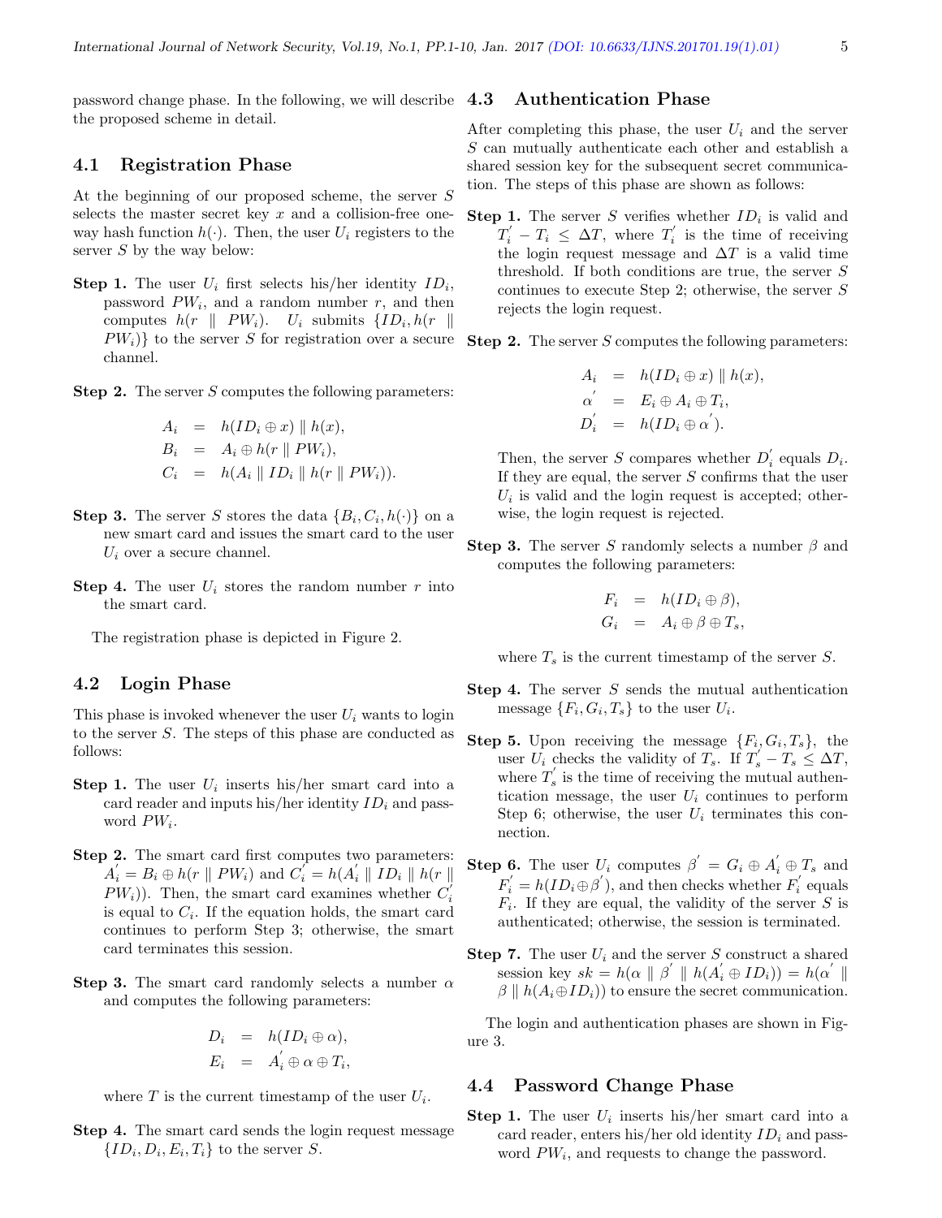password change phase. In the following, we will describe the proposed scheme in detail.

### 4.1 Registration Phase

At the beginning of our proposed scheme, the server $S$ selects the master secret key $x$ and a collision-free one-way hash function $h(\cdot)$. Then, the user $U_i$ registers to the server $S$ by the way below:

**Step 1.** The user $U_i$ first selects his/her identity $ID_i$, password $PW_i$, and a random number $r$, and then computes $h(r \parallel PW_i)$. $U_i$ submits $\{ID_i, h(r \parallel PW_i)\}$ to the server $S$ for registration over a secure channel.

**Step 2.** The server $S$ computes the following parameters:

$$\begin{aligned} A_i &= h(ID_i \oplus x) \parallel h(x), \\ B_i &= A_i \oplus h(r \parallel PW_i), \\ C_i &= h(A_i \parallel ID_i \parallel h(r \parallel PW_i)). \end{aligned}$$

**Step 3.** The server $S$ stores the data $\{B_i, C_i, h(\cdot)\}$ on a new smart card and issues the smart card to the user $U_i$ over a secure channel.

**Step 4.** The user $U_i$ stores the random number $r$ into the smart card.

The registration phase is depicted in Figure 2.

### 4.2 Login Phase

This phase is invoked whenever the user $U_i$ wants to login to the server $S$. The steps of this phase are conducted as follows:

**Step 1.** The user $U_i$ inserts his/her smart card into a card reader and inputs his/her identity $ID_i$ and password $PW_i$.

**Step 2.** The smart card first computes two parameters: $A_i^{'} = B_i \oplus h(r \parallel PW_i)$ and $C_i^{'} = h(A_i^{'} \parallel ID_i \parallel h(r \parallel PW_i))$. Then, the smart card examines whether $C_i^{'}$ is equal to $C_i$. If the equation holds, the smart card continues to perform Step 3; otherwise, the smart card terminates this session.

**Step 3.** The smart card randomly selects a number $\alpha$ and computes the following parameters:

$$\begin{aligned} D_i &= h(ID_i \oplus \alpha), \\ E_i &= A_i^{'} \oplus \alpha \oplus T_i, \end{aligned}$$

where $T$ is the current timestamp of the user $U_i$.

**Step 4.** The smart card sends the login request message $\{ID_i, D_i, E_i, T_i\}$ to the server $S$.

### 4.3 Authentication Phase

After completing this phase, the user $U_i$ and the server $S$ can mutually authenticate each other and establish a shared session key for the subsequent secret communication. The steps of this phase are shown as follows:

**Step 1.** The server $S$ verifies whether $ID_i$ is valid and $T_i^{'} - T_i \leq \Delta T$, where $T_i^{'}$ is the time of receiving the login request message and $\Delta T$ is a valid time threshold. If both conditions are true, the server $S$ continues to execute Step 2; otherwise, the server $S$ rejects the login request.

**Step 2.** The server $S$ computes the following parameters:

$$\begin{aligned} A_i &= h(ID_i \oplus x) \parallel h(x), \\ \alpha^{'} &= E_i \oplus A_i \oplus T_i, \\ D_i^{'} &= h(ID_i \oplus \alpha^{'}). \end{aligned}$$

Then, the server $S$ compares whether $D_i^{'}$ equals $D_i$. If they are equal, the server $S$ confirms that the user $U_i$ is valid and the login request is accepted; otherwise, the login request is rejected.

**Step 3.** The server $S$ randomly selects a number $\beta$ and computes the following parameters:

$$\begin{aligned} F_i &= h(ID_i \oplus \beta), \\ G_i &= A_i \oplus \beta \oplus T_s, \end{aligned}$$

where $T_s$ is the current timestamp of the server $S$.

**Step 4.** The server $S$ sends the mutual authentication message $\{F_i, G_i, T_s\}$ to the user $U_i$.

**Step 5.** Upon receiving the message $\{F_i, G_i, T_s\}$, the user $U_i$ checks the validity of $T_s$. If $T_s^{'} - T_s \leq \Delta T$, where $T_s^{'}$ is the time of receiving the mutual authentication message, the user $U_i$ continues to perform Step 6; otherwise, the user $U_i$ terminates this connection.

**Step 6.** The user $U_i$ computes $\beta^{'} = G_i \oplus A_i^{'} \oplus T_s$ and $F_i^{'} = h(ID_i \oplus \beta^{'})$, and then checks whether $F_i^{'}$ equals $F_i$. If they are equal, the validity of the server $S$ is authenticated; otherwise, the session is terminated.

**Step 7.** The user $U_i$ and the server $S$ construct a shared session key $sk = h(\alpha \parallel \beta^{'} \parallel h(A_i^{'} \oplus ID_i)) = h(\alpha^{'} \parallel \beta \parallel h(A_i \oplus ID_i))$ to ensure the secret communication.

The login and authentication phases are shown in Figure 3.

### 4.4 Password Change Phase

**Step 1.** The user $U_i$ inserts his/her smart card into a card reader, enters his/her old identity $ID_i$ and password $PW_i$, and requests to change the password.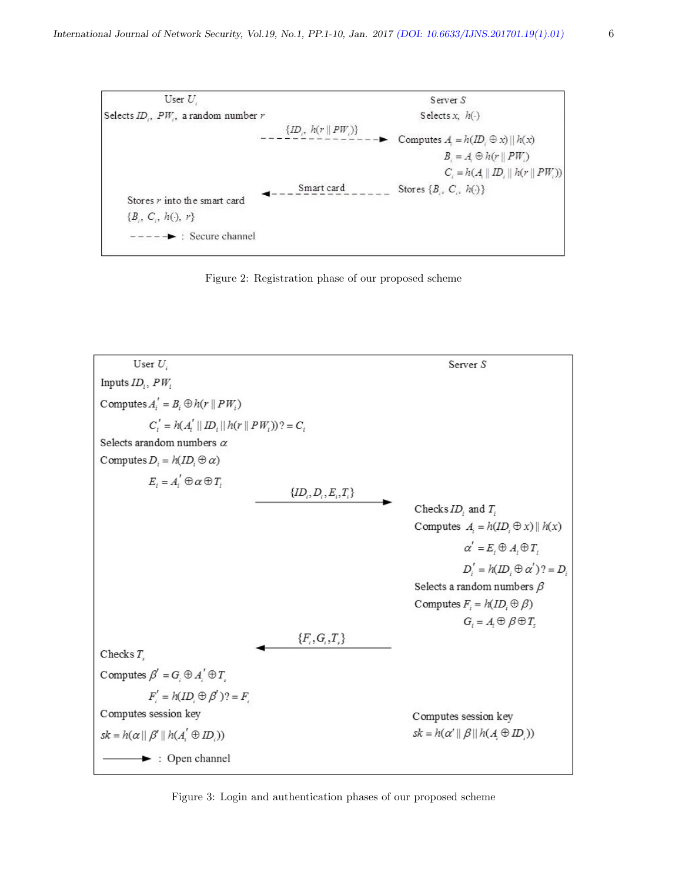**User $U_i$**

Selects $ID_i$, $PW_i$, a random number $r$

$\{ID_i, h(r \| PW_i)\}$ (secure channel) → Server

**Server $S$**

Selects $x$, $h(\cdot)$

Computes $A_i = h(ID_i \oplus x) \| h(x)$

$B_i = A_i \oplus h(r \| PW_i)$

$C_i = h(A_i \| ID_i \| h(r \| PW_i))$

Stores $\{B_i, C_i, h(\cdot)\}$

Smart card (secure channel) → User

Stores $r$ into the smart card $\{B_i, C_i, h(\cdot), r\}$

- - - -▶ : Secure channel

Figure 2: Registration phase of our proposed scheme

**User $U_i$**

Inputs $ID_i$, $PW_i$

Computes $A_i' = B_i \oplus h(r \| PW_i)$

$C_i' = h(A_i' \| ID_i \| h(r \| PW_i)) ? = C_i$

Selects arandom numbers $\alpha$

Computes $D_i = h(ID_i \oplus \alpha)$

$E_i = A_i' \oplus \alpha \oplus T_i$

$\{ID_i, D_i, E_i, T_i\}$ → Server

**Server $S$**

Checks $ID_i$ and $T_i$

Computes $A_i = h(ID_i \oplus x) \| h(x)$

$\alpha' = E_i \oplus A_i \oplus T_i$

$D_i' = h(ID_i \oplus \alpha') ? = D_i$

Selects a random numbers $\beta$

Computes $F_i = h(ID_i \oplus \beta)$

$G_i = A_i \oplus \beta \oplus T_s$

$\{F_i, G_i, T_s\}$ → User

**User $U_i$**

Checks $T_s$

Computes $\beta' = G_i \oplus A_i' \oplus T_s$

$F_i' = h(ID_i \oplus \beta') ? = F_i$

Computes session key

$sk = h(\alpha \| \beta' \| h(A_i' \oplus ID_i))$

**Server $S$**

Computes session key

$sk = h(\alpha' \| \beta \| h(A_i \oplus ID_i))$

——▶ : Open channel

Figure 3: Login and authentication phases of our proposed scheme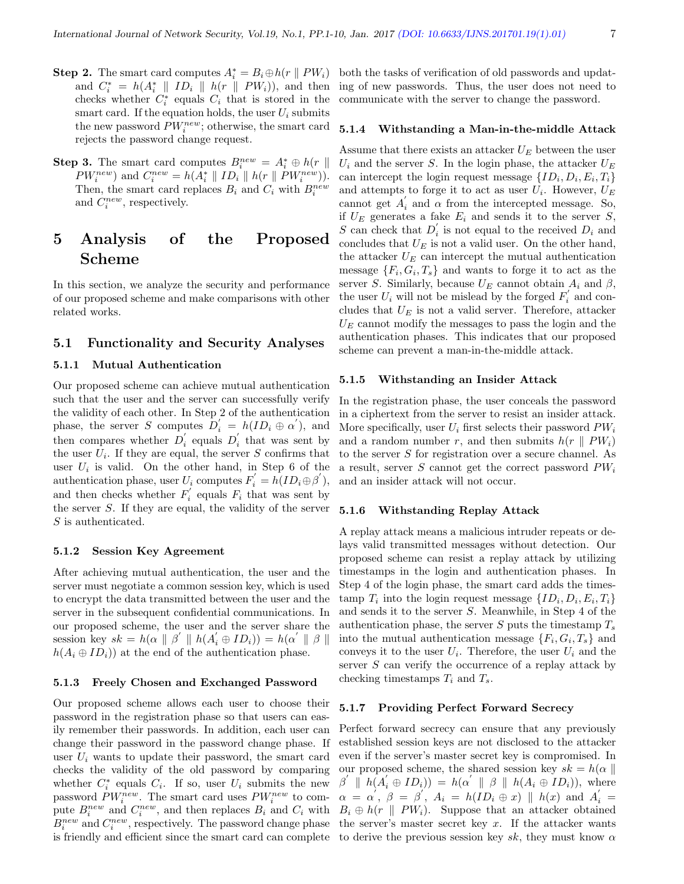**Step 2.** The smart card computes $A_i^* = B_i \oplus h(r \parallel PW_i)$ and $C_i^* = h(A_i^* \parallel ID_i \parallel h(r \parallel PW_i))$, and then checks whether $C_i^*$ equals $C_i$ that is stored in the smart card. If the equation holds, the user $U_i$ submits the new password $PW_i^{new}$; otherwise, the smart card rejects the password change request.

**Step 3.** The smart card computes $B_i^{new} = A_i^* \oplus h(r \parallel PW_i^{new})$ and $C_i^{new} = h(A_i^* \parallel ID_i \parallel h(r \parallel PW_i^{new}))$. Then, the smart card replaces $B_i$ and $C_i$ with $B_i^{new}$ and $C_i^{new}$, respectively.

# 5 Analysis of the Proposed Scheme

In this section, we analyze the security and performance of our proposed scheme and make comparisons with other related works.

## 5.1 Functionality and Security Analyses

### 5.1.1 Mutual Authentication

Our proposed scheme can achieve mutual authentication such that the user and the server can successfully verify the validity of each other. In Step 2 of the authentication phase, the server $S$ computes $D_i^{'} = h(ID_i \oplus \alpha^{'})$, and then compares whether $D_i^{'}$ equals $D_i^{'}$ that was sent by the user $U_i$. If they are equal, the server $S$ confirms that user $U_i$ is valid. On the other hand, in Step 6 of the authentication phase, user $U_i$ computes $F_i^{'} = h(ID_i \oplus \beta^{'})$, and then checks whether $F_i^{'}$ equals $F_i$ that was sent by the server $S$. If they are equal, the validity of the server $S$ is authenticated.

### 5.1.2 Session Key Agreement

After achieving mutual authentication, the user and the server must negotiate a common session key, which is used to encrypt the data transmitted between the user and the server in the subsequent confidential communications. In our proposed scheme, the user and the server share the session key $sk = h(\alpha \parallel \beta^{'} \parallel h(A_i^{'} \oplus ID_i)) = h(\alpha^{'} \parallel \beta \parallel h(A_i \oplus ID_i))$ at the end of the authentication phase.

### 5.1.3 Freely Chosen and Exchanged Password

Our proposed scheme allows each user to choose their password in the registration phase so that users can easily remember their passwords. In addition, each user can change their password in the password change phase. If user $U_i$ wants to update their password, the smart card checks the validity of the old password by comparing whether $C_i^*$ equals $C_i$. If so, user $U_i$ submits the new password $PW_i^{new}$. The smart card uses $PW_i^{new}$ to compute $B_i^{new}$ and $C_i^{new}$, and then replaces $B_i$ and $C_i$ with $B_i^{new}$ and $C_i^{new}$, respectively. The password change phase is friendly and efficient since the smart card can complete both the tasks of verification of old passwords and updating of new passwords. Thus, the user does not need to communicate with the server to change the password.

### 5.1.4 Withstanding a Man-in-the-middle Attack

Assume that there exists an attacker $U_E$ between the user $U_i$ and the server $S$. In the login phase, the attacker $U_E$ can intercept the login request message $\{ID_i, D_i, E_i, T_i\}$ and attempts to forge it to act as user $U_i$. However, $U_E$ cannot get $A_i^{'}$ and $\alpha$ from the intercepted message. So, if $U_E$ generates a fake $E_i$ and sends it to the server $S$, $S$ can check that $D_i^{'}$ is not equal to the received $D_i$ and concludes that $U_E$ is not a valid user. On the other hand, the attacker $U_E$ can intercept the mutual authentication message $\{F_i, G_i, T_s\}$ and wants to forge it to act as the server $S$. Similarly, because $U_E$ cannot obtain $A_i$ and $\beta$, the user $U_i$ will not be mislead by the forged $F_i^{'}$ and concludes that $U_E$ is not a valid server. Therefore, attacker $U_E$ cannot modify the messages to pass the login and the authentication phases. This indicates that our proposed scheme can prevent a man-in-the-middle attack.

### 5.1.5 Withstanding an Insider Attack

In the registration phase, the user conceals the password in a ciphertext from the server to resist an insider attack. More specifically, user $U_i$ first selects their password $PW_i$ and a random number $r$, and then submits $h(r \parallel PW_i)$ to the server $S$ for registration over a secure channel. As a result, server $S$ cannot get the correct password $PW_i$ and an insider attack will not occur.

### 5.1.6 Withstanding Replay Attack

A replay attack means a malicious intruder repeats or delays valid transmitted messages without detection. Our proposed scheme can resist a replay attack by utilizing timestamps in the login and authentication phases. In Step 4 of the login phase, the smart card adds the timestamp $T_i$ into the login request message $\{ID_i, D_i, E_i, T_i\}$ and sends it to the server $S$. Meanwhile, in Step 4 of the authentication phase, the server $S$ puts the timestamp $T_s$ into the mutual authentication message $\{F_i, G_i, T_s\}$ and conveys it to the user $U_i$. Therefore, the user $U_i$ and the server $S$ can verify the occurrence of a replay attack by checking timestamps $T_i$ and $T_s$.

### 5.1.7 Providing Perfect Forward Secrecy

Perfect forward secrecy can ensure that any previously established session keys are not disclosed to the attacker even if the server's master secret key is compromised. In our proposed scheme, the shared session key $sk = h(\alpha \parallel \beta^{'} \parallel h(A_i^{'} \oplus ID_i)) = h(\alpha^{'} \parallel \beta \parallel h(A_i \oplus ID_i))$, where $\alpha = \alpha^{'}$, $\beta = \beta^{'}$, $A_i = h(ID_i \oplus x) \parallel h(x)$ and $A_i^{'} = B_i \oplus h(r \parallel PW_i)$. Suppose that the attacker obtained the server's master secret key $x$. If the attacker wants to derive the previous session key $sk$, they must know $\alpha$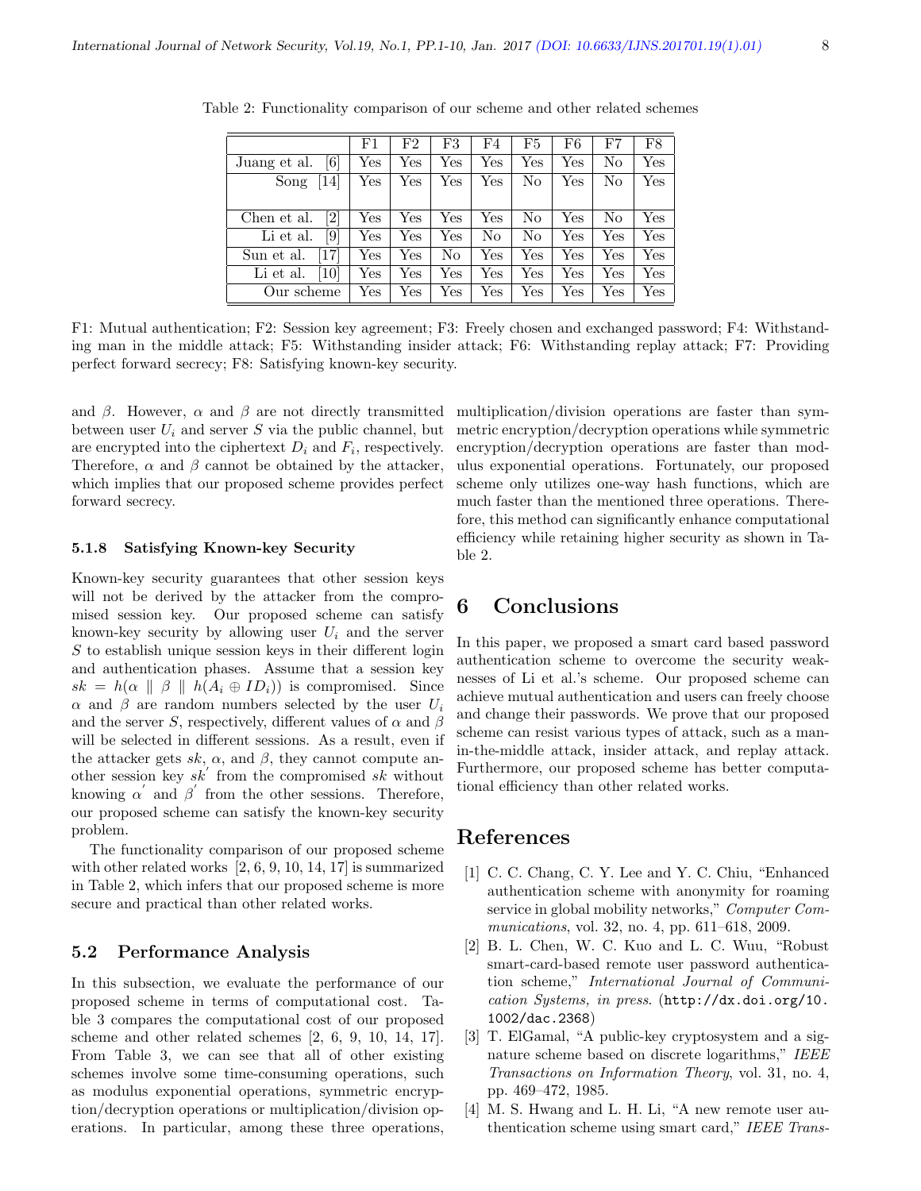Table 2: Functionality comparison of our scheme and other related schemes

| | F1 | F2 | F3 | F4 | F5 | F6 | F7 | F8 |
|---|---|---|---|---|---|---|---|---|
| Juang et al. [6] | Yes | Yes | Yes | Yes | Yes | Yes | No | Yes |
| Song [14] | Yes | Yes | Yes | Yes | No | Yes | No | Yes |
| Chen et al. [2] | Yes | Yes | Yes | Yes | No | Yes | No | Yes |
| Li et al. [9] | Yes | Yes | Yes | No | No | Yes | Yes | Yes |
| Sun et al. [17] | Yes | Yes | No | Yes | Yes | Yes | Yes | Yes |
| Li et al. [10] | Yes | Yes | Yes | Yes | Yes | Yes | Yes | Yes |
| Our scheme | Yes | Yes | Yes | Yes | Yes | Yes | Yes | Yes |

F1: Mutual authentication; F2: Session key agreement; F3: Freely chosen and exchanged password; F4: Withstanding man in the middle attack; F5: Withstanding insider attack; F6: Withstanding replay attack; F7: Providing perfect forward secrecy; F8: Satisfying known-key security.

and $\beta$. However, $\alpha$ and $\beta$ are not directly transmitted between user $U_i$ and server $S$ via the public channel, but are encrypted into the ciphertext $D_i$ and $F_i$, respectively. Therefore, $\alpha$ and $\beta$ cannot be obtained by the attacker, which implies that our proposed scheme provides perfect forward secrecy.

#### 5.1.8 Satisfying Known-key Security

Known-key security guarantees that other session keys will not be derived by the attacker from the compromised session key. Our proposed scheme can satisfy known-key security by allowing user $U_i$ and the server $S$ to establish unique session keys in their different login and authentication phases. Assume that a session key $sk = h(\alpha \parallel \beta \parallel h(A_i \oplus ID_i))$ is compromised. Since $\alpha$ and $\beta$ are random numbers selected by the user $U_i$ and the server $S$, respectively, different values of $\alpha$ and $\beta$ will be selected in different sessions. As a result, even if the attacker gets $sk$, $\alpha$, and $\beta$, they cannot compute another session key $sk^{'}$ from the compromised $sk$ without knowing $\alpha^{'}$ and $\beta^{'}$ from the other sessions. Therefore, our proposed scheme can satisfy the known-key security problem.

The functionality comparison of our proposed scheme with other related works [2, 6, 9, 10, 14, 17] is summarized in Table 2, which infers that our proposed scheme is more secure and practical than other related works.

### 5.2 Performance Analysis

In this subsection, we evaluate the performance of our proposed scheme in terms of computational cost. Table 3 compares the computational cost of our proposed scheme and other related schemes [2, 6, 9, 10, 14, 17]. From Table 3, we can see that all of other existing schemes involve some time-consuming operations, such as modulus exponential operations, symmetric encryption/decryption operations or multiplication/division operations. In particular, among these three operations, multiplication/division operations are faster than symmetric encryption/decryption operations while symmetric encryption/decryption operations are faster than modulus exponential operations. Fortunately, our proposed scheme only utilizes one-way hash functions, which are much faster than the mentioned three operations. Therefore, this method can significantly enhance computational efficiency while retaining higher security as shown in Table 2.

## 6 Conclusions

In this paper, we proposed a smart card based password authentication scheme to overcome the security weaknesses of Li et al.'s scheme. Our proposed scheme can achieve mutual authentication and users can freely choose and change their passwords. We prove that our proposed scheme can resist various types of attack, such as a man-in-the-middle attack, insider attack, and replay attack. Furthermore, our proposed scheme has better computational efficiency than other related works.

## References

[1] C. C. Chang, C. Y. Lee and Y. C. Chiu, "Enhanced authentication scheme with anonymity for roaming service in global mobility networks," *Computer Communications*, vol. 32, no. 4, pp. 611–618, 2009.

[2] B. L. Chen, W. C. Kuo and L. C. Wuu, "Robust smart-card-based remote user password authentication scheme," *International Journal of Communication Systems, in press*. (http://dx.doi.org/10.1002/dac.2368)

[3] T. ElGamal, "A public-key cryptosystem and a signature scheme based on discrete logarithms," *IEEE Transactions on Information Theory*, vol. 31, no. 4, pp. 469–472, 1985.

[4] M. S. Hwang and L. H. Li, "A new remote user authentication scheme using smart card," *IEEE Trans-*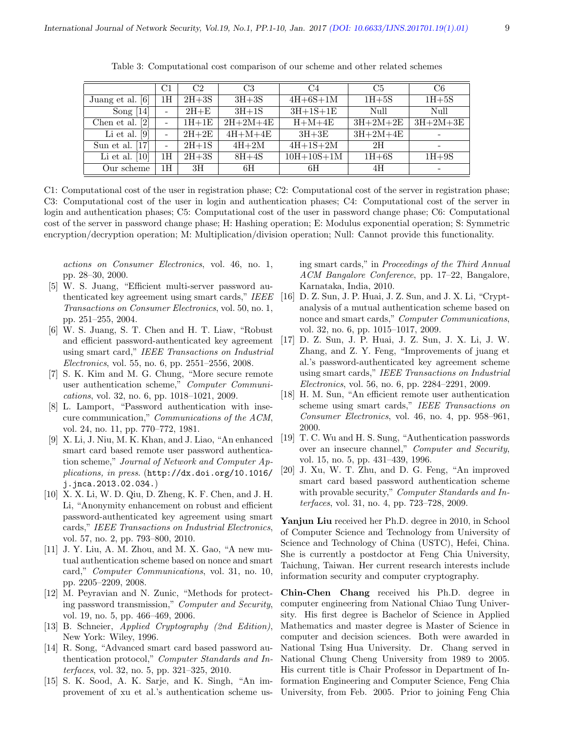Table 3: Computational cost comparison of our scheme and other related schemes

| | C1 | C2 | C3 | C4 | C5 | C6 |
|---|---|---|---|---|---|---|
| Juang et al. [6] | 1H | 2H+3S | 3H+3S | 4H+6S+1M | 1H+5S | 1H+5S |
| Song [14] | - | 2H+E | 3H+1S | 3H+1S+1E | Null | Null |
| Chen et al. [2] | - | 1H+1E | 2H+2M+4E | H+M+4E | 3H+2M+2E | 3H+2M+3E |
| Li et al. [9] | - | 2H+2E | 4H+M+4E | 3H+3E | 3H+2M+4E | - |
| Sun et al. [17] | - | 2H+1S | 4H+2M | 4H+1S+2M | 2H | - |
| Li et al. [10] | 1H | 2H+3S | 8H+4S | 10H+10S+1M | 1H+6S | 1H+9S |
| Our scheme | 1H | 3H | 6H | 6H | 4H | - |

C1: Computational cost of the user in registration phase; C2: Computational cost of the server in registration phase; C3: Computational cost of the user in login and authentication phases; C4: Computational cost of the server in login and authentication phases; C5: Computational cost of the user in password change phase; C6: Computational cost of the server in password change phase; H: Hashing operation; E: Modulus exponential operation; S: Symmetric encryption/decryption operation; M: Multiplication/division operation; Null: Cannot provide this functionality.

*actions on Consumer Electronics*, vol. 46, no. 1, pp. 28–30, 2000.

[5] W. S. Juang, "Efficient multi-server password authenticated key agreement using smart cards," *IEEE Transactions on Consumer Electronics*, vol. 50, no. 1, pp. 251–255, 2004.

[6] W. S. Juang, S. T. Chen and H. T. Liaw, "Robust and efficient password-authenticated key agreement using smart card," *IEEE Transactions on Industrial Electronics*, vol. 55, no. 6, pp. 2551–2556, 2008.

[7] S. K. Kim and M. G. Chung, "More secure remote user authentication scheme," *Computer Communications*, vol. 32, no. 6, pp. 1018–1021, 2009.

[8] L. Lamport, "Password authentication with insecure communication," *Communications of the ACM*, vol. 24, no. 11, pp. 770–772, 1981.

[9] X. Li, J. Niu, M. K. Khan, and J. Liao, "An enhanced smart card based remote user password authentication scheme," *Journal of Network and Computer Applications, in press*. (http://dx.doi.org/10.1016/j.jnca.2013.02.034.)

[10] X. X. Li, W. D. Qiu, D. Zheng, K. F. Chen, and J. H. Li, "Anonymity enhancement on robust and efficient password-authenticated key agreement using smart cards," *IEEE Transactions on Industrial Electronics*, vol. 57, no. 2, pp. 793–800, 2010.

[11] J. Y. Liu, A. M. Zhou, and M. X. Gao, "A new mutual authentication scheme based on nonce and smart card," *Computer Communications*, vol. 31, no. 10, pp. 2205–2209, 2008.

[12] M. Peyravian and N. Zunic, "Methods for protecting password transmission," *Computer and Security*, vol. 19, no. 5, pp. 466–469, 2006.

[13] B. Schneier, *Applied Cryptography (2nd Edition)*, New York: Wiley, 1996.

[14] R. Song, "Advanced smart card based password authentication protocol," *Computer Standards and Interfaces*, vol. 32, no. 5, pp. 321–325, 2010.

[15] S. K. Sood, A. K. Sarje, and K. Singh, "An improvement of xu et al.'s authentication scheme using smart cards," in *Proceedings of the Third Annual ACM Bangalore Conference*, pp. 17–22, Bangalore, Karnataka, India, 2010.

[16] D. Z. Sun, J. P. Huai, J. Z. Sun, and J. X. Li, "Cryptanalysis of a mutual authentication scheme based on nonce and smart cards," *Computer Communications*, vol. 32, no. 6, pp. 1015–1017, 2009.

[17] D. Z. Sun, J. P. Huai, J. Z. Sun, J. X. Li, J. W. Zhang, and Z. Y. Feng, "Improvements of juang et al.'s password-authenticated key agreement scheme using smart cards," *IEEE Transactions on Industrial Electronics*, vol. 56, no. 6, pp. 2284–2291, 2009.

[18] H. M. Sun, "An efficient remote user authentication scheme using smart cards," *IEEE Transactions on Consumer Electronics*, vol. 46, no. 4, pp. 958–961, 2000.

[19] T. C. Wu and H. S. Sung, "Authentication passwords over an insecure channel," *Computer and Security*, vol. 15, no. 5, pp. 431–439, 1996.

[20] J. Xu, W. T. Zhu, and D. G. Feng, "An improved smart card based password authentication scheme with provable security," *Computer Standards and Interfaces*, vol. 31, no. 4, pp. 723–728, 2009.

**Yanjun Liu** received her Ph.D. degree in 2010, in School of Computer Science and Technology from University of Science and Technology of China (USTC), Hefei, China. She is currently a postdoctor at Feng Chia University, Taichung, Taiwan. Her current research interests include information security and computer cryptography.

**Chin-Chen Chang** received his Ph.D. degree in computer engineering from National Chiao Tung University. His first degree is Bachelor of Science in Applied Mathematics and master degree is Master of Science in computer and decision sciences. Both were awarded in National Tsing Hua University. Dr. Chang served in National Chung Cheng University from 1989 to 2005. His current title is Chair Professor in Department of Information Engineering and Computer Science, Feng Chia University, from Feb. 2005. Prior to joining Feng Chia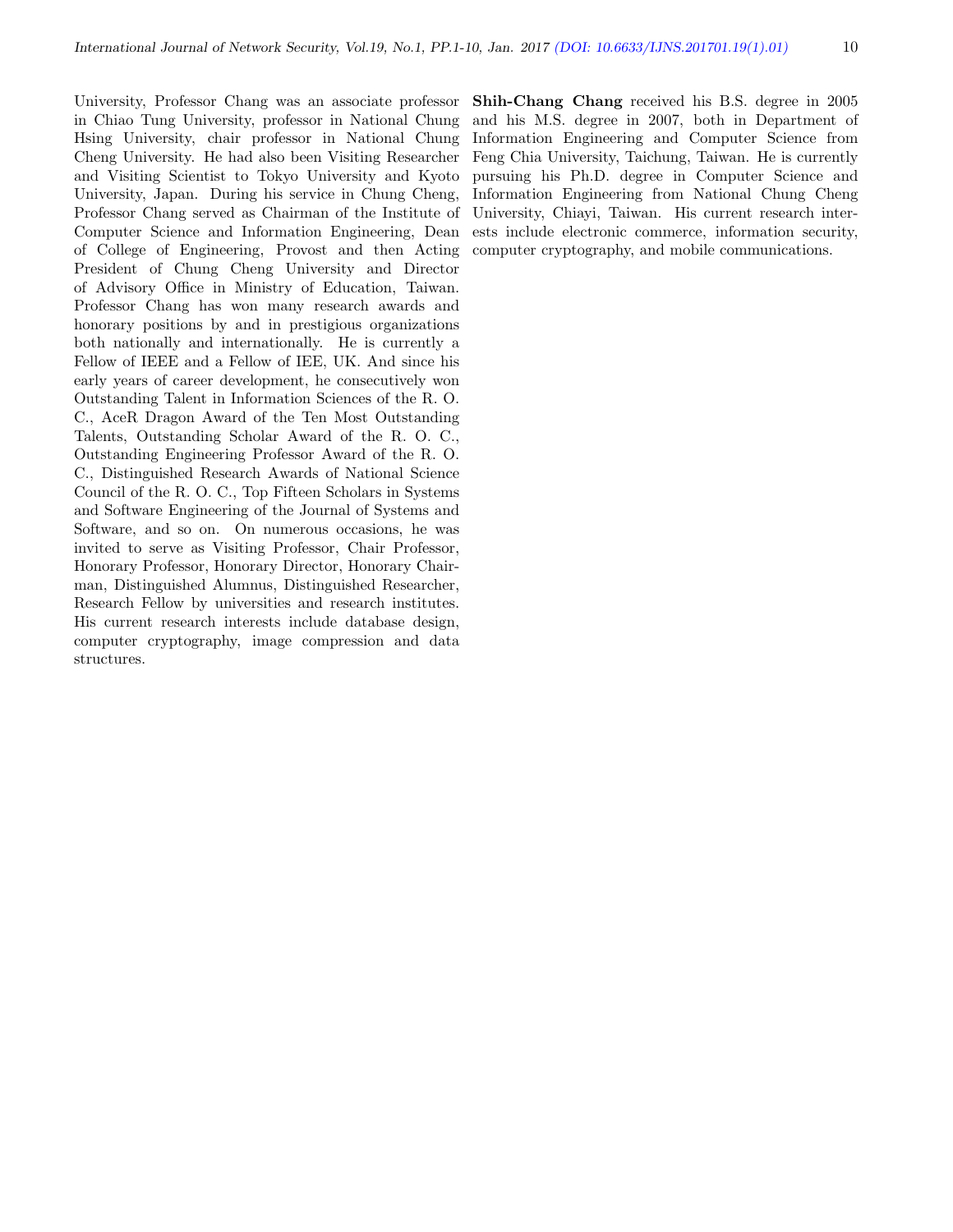University, Professor Chang was an associate professor in Chiao Tung University, professor in National Chung Hsing University, chair professor in National Chung Cheng University. He had also been Visiting Researcher and Visiting Scientist to Tokyo University and Kyoto University, Japan. During his service in Chung Cheng, Professor Chang served as Chairman of the Institute of Computer Science and Information Engineering, Dean of College of Engineering, Provost and then Acting President of Chung Cheng University and Director of Advisory Office in Ministry of Education, Taiwan. Professor Chang has won many research awards and honorary positions by and in prestigious organizations both nationally and internationally. He is currently a Fellow of IEEE and a Fellow of IEE, UK. And since his early years of career development, he consecutively won Outstanding Talent in Information Sciences of the R. O. C., AceR Dragon Award of the Ten Most Outstanding Talents, Outstanding Scholar Award of the R. O. C., Outstanding Engineering Professor Award of the R. O. C., Distinguished Research Awards of National Science Council of the R. O. C., Top Fifteen Scholars in Systems and Software Engineering of the Journal of Systems and Software, and so on. On numerous occasions, he was invited to serve as Visiting Professor, Chair Professor, Honorary Professor, Honorary Director, Honorary Chairman, Distinguished Alumnus, Distinguished Researcher, Research Fellow by universities and research institutes. His current research interests include database design, computer cryptography, image compression and data structures.

**Shih-Chang Chang** received his B.S. degree in 2005 and his M.S. degree in 2007, both in Department of Information Engineering and Computer Science from Feng Chia University, Taichung, Taiwan. He is currently pursuing his Ph.D. degree in Computer Science and Information Engineering from National Chung Cheng University, Chiayi, Taiwan. His current research interests include electronic commerce, information security, computer cryptography, and mobile communications.